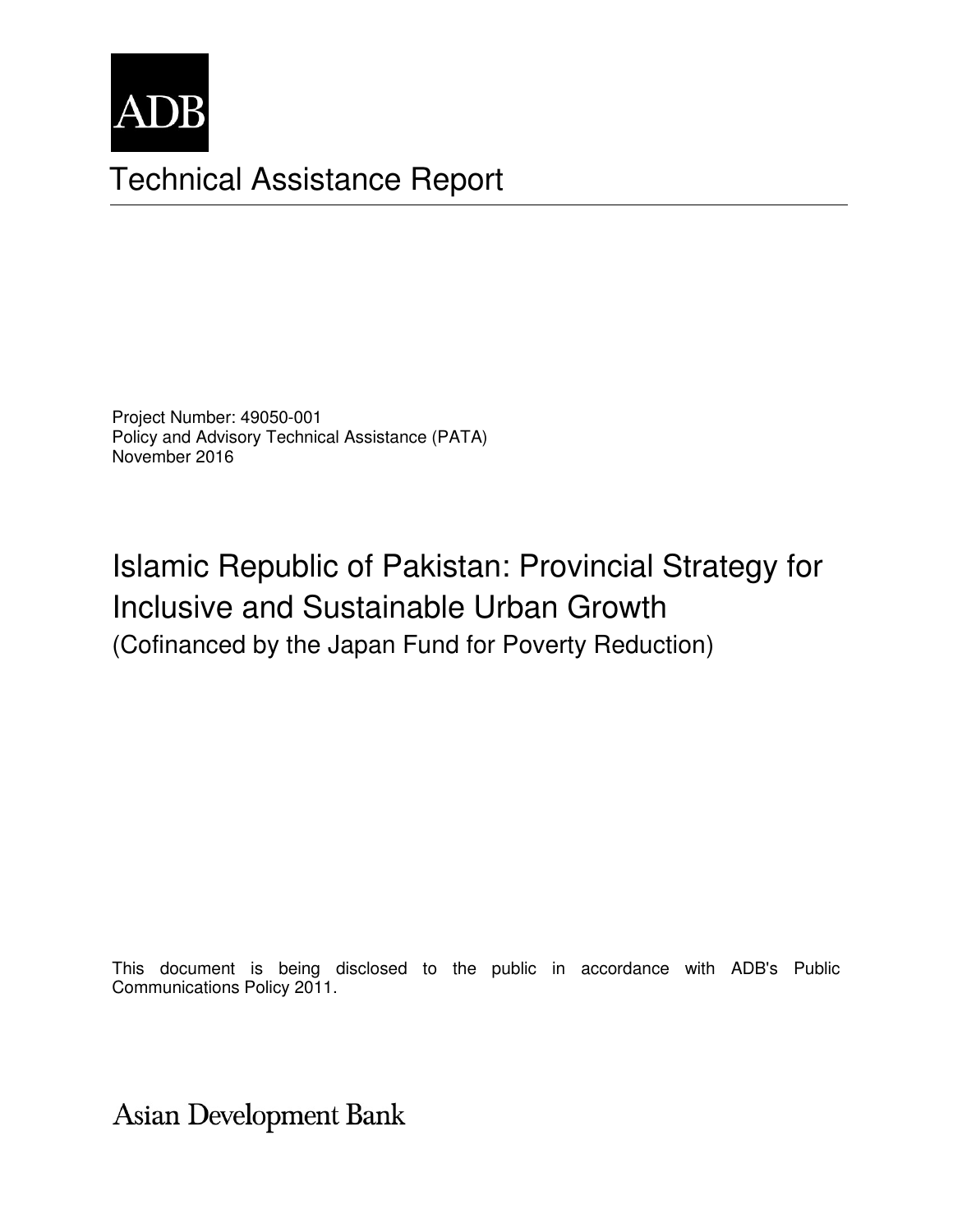ADB

# Technical Assistance Report

Project Number: 49050-001
Policy and Advisory Technical Assistance (PATA)
November 2016

## Islamic Republic of Pakistan: Provincial Strategy for Inclusive and Sustainable Urban Growth

(Cofinanced by the Japan Fund for Poverty Reduction)

This document is being disclosed to the public in accordance with ADB's Public Communications Policy 2011.

Asian Development Bank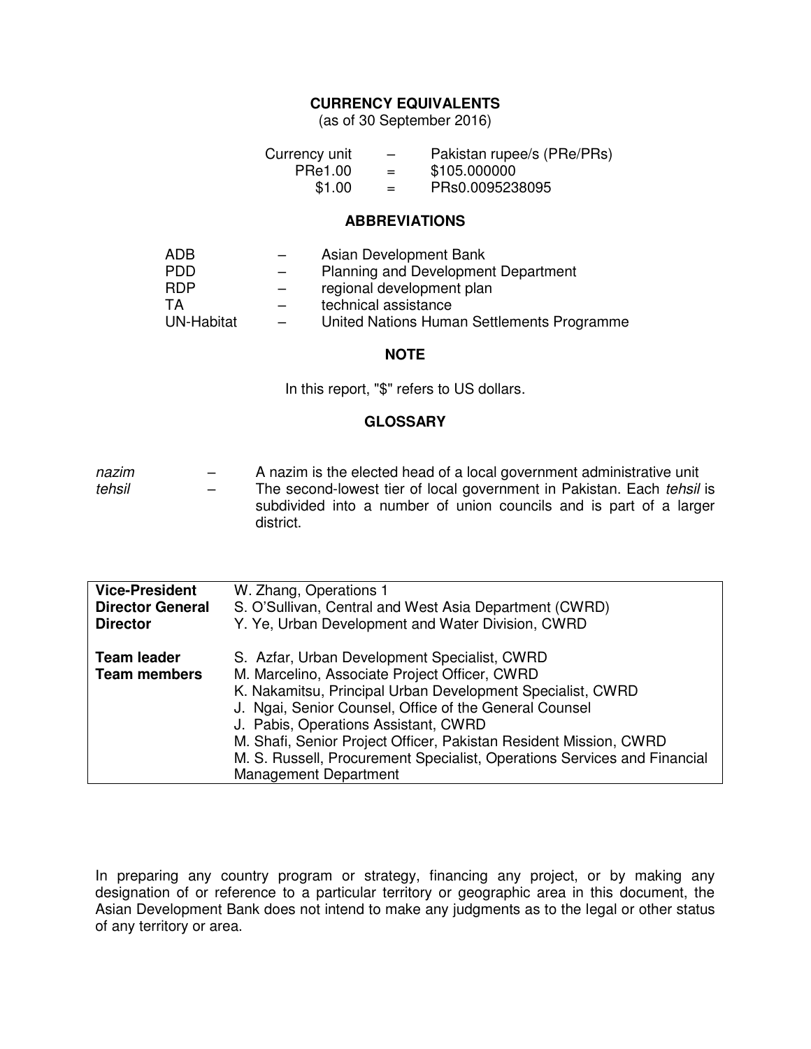## CURRENCY EQUIVALENTS

(as of 30 September 2016)

| | | |
|---|---|---|
| Currency unit | – | Pakistan rupee/s (PRe/PRs) |
| PRe1.00 | = | $105.000000 |
| $1.00 | = | PRs0.0095238095 |

## ABBREVIATIONS

| | | |
|---|---|---|
| ADB | – | Asian Development Bank |
| PDD | – | Planning and Development Department |
| RDP | – | regional development plan |
| TA | – | technical assistance |
| UN-Habitat | – | United Nations Human Settlements Programme |

## NOTE

In this report, "$" refers to US dollars.

## GLOSSARY

| | | |
|---|---|---|
| *nazim* | – | A nazim is the elected head of a local government administrative unit |
| *tehsil* | – | The second-lowest tier of local government in Pakistan. Each *tehsil* is subdivided into a number of union councils and is part of a larger district. |

| | |
|---|---|
| **Vice-President** | W. Zhang, Operations 1 |
| **Director General** | S. O'Sullivan, Central and West Asia Department (CWRD) |
| **Director** | Y. Ye, Urban Development and Water Division, CWRD |
| **Team leader** | S. Azfar, Urban Development Specialist, CWRD |
| **Team members** | M. Marcelino, Associate Project Officer, CWRD |
| | K. Nakamitsu, Principal Urban Development Specialist, CWRD |
| | J. Ngai, Senior Counsel, Office of the General Counsel |
| | J. Pabis, Operations Assistant, CWRD |
| | M. Shafi, Senior Project Officer, Pakistan Resident Mission, CWRD |
| | M. S. Russell, Procurement Specialist, Operations Services and Financial Management Department |

In preparing any country program or strategy, financing any project, or by making any designation of or reference to a particular territory or geographic area in this document, the Asian Development Bank does not intend to make any judgments as to the legal or other status of any territory or area.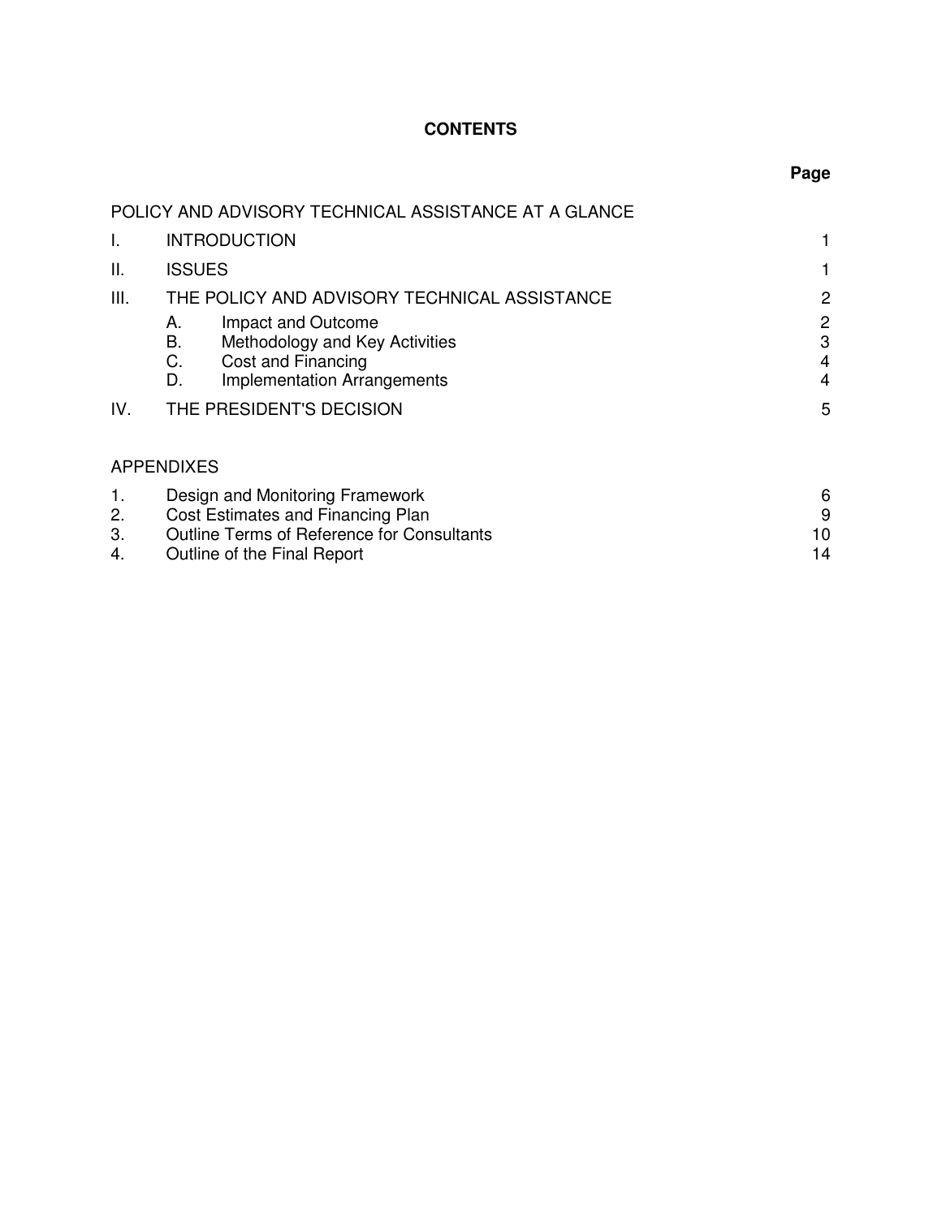# CONTENTS

| | | Page |
|---|---|---|
| | POLICY AND ADVISORY TECHNICAL ASSISTANCE AT A GLANCE | |
| I. | INTRODUCTION | 1 |
| II. | ISSUES | 1 |
| III. | THE POLICY AND ADVISORY TECHNICAL ASSISTANCE | 2 |
| | A. Impact and Outcome | 2 |
| | B. Methodology and Key Activities | 3 |
| | C. Cost and Financing | 4 |
| | D. Implementation Arrangements | 4 |
| IV. | THE PRESIDENT'S DECISION | 5 |

## APPENDIXES

| | | |
|---|---|---|
| 1. | Design and Monitoring Framework | 6 |
| 2. | Cost Estimates and Financing Plan | 9 |
| 3. | Outline Terms of Reference for Consultants | 10 |
| 4. | Outline of the Final Report | 14 |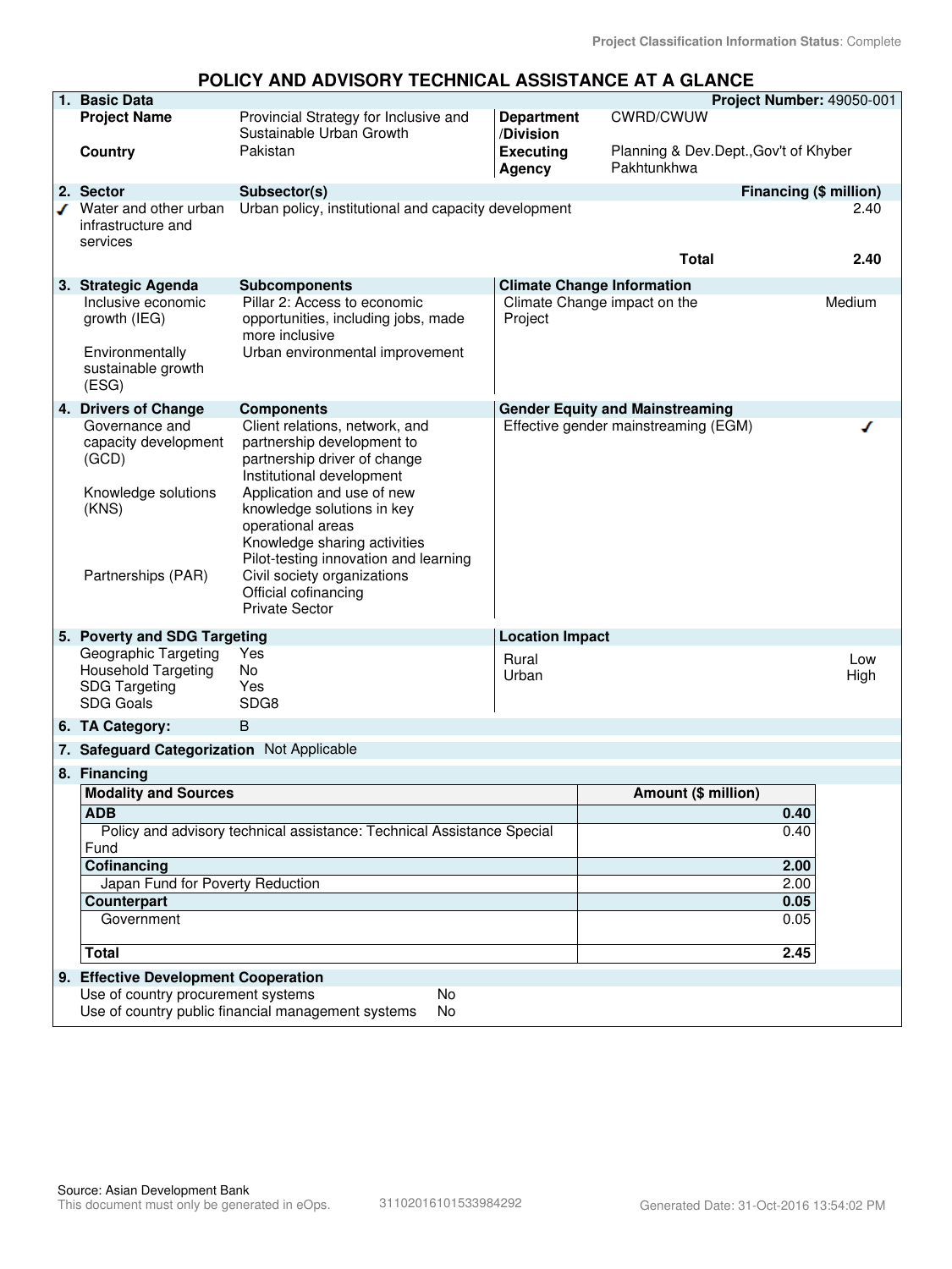Project Classification Information Status: Complete

# POLICY AND ADVISORY TECHNICAL ASSISTANCE AT A GLANCE

## 1. Basic Data

**Project Number:** 49050-001

| | | | |
|---|---|---|---|
| **Project Name** | Provincial Strategy for Inclusive and Sustainable Urban Growth | **Department /Division** | CWRD/CWUW |
| **Country** | Pakistan | **Executing Agency** | Planning & Dev.Dept.,Gov't of Khyber Pakhtunkhwa |

## 2. Sector

| Sector | Subsector(s) | Financing ($ million) |
|---|---|---|
| ✓ Water and other urban infrastructure and services | Urban policy, institutional and capacity development | 2.40 |
| | **Total** | **2.40** |

## 3. Strategic Agenda

| Strategic Agenda | Subcomponents |
|---|---|
| Inclusive economic growth (IEG) | Pillar 2: Access to economic opportunities, including jobs, made more inclusive |
| Environmentally sustainable growth (ESG) | Urban environmental improvement |

**Climate Change Information**

| | |
|---|---|
| Climate Change impact on the Project | Medium |

## 4. Drivers of Change

| Drivers of Change | Components |
|---|---|
| Governance and capacity development (GCD) | Client relations, network, and partnership development to partnership driver of change<br>Institutional development |
| Knowledge solutions (KNS) | Application and use of new knowledge solutions in key operational areas<br>Knowledge sharing activities<br>Pilot-testing innovation and learning |
| Partnerships (PAR) | Civil society organizations<br>Official cofinancing<br>Private Sector |

**Gender Equity and Mainstreaming**

| | |
|---|---|
| Effective gender mainstreaming (EGM) | ✓ |

## 5. Poverty and SDG Targeting

| | |
|---|---|
| Geographic Targeting | Yes |
| Household Targeting | No |
| SDG Targeting | Yes |
| SDG Goals | SDG8 |

**Location Impact**

| | |
|---|---|
| Rural | Low |
| Urban | High |

## 6. TA Category: B

## 7. Safeguard Categorization Not Applicable

## 8. Financing

| Modality and Sources | Amount ($ million) |
|---|---|
| **ADB** | **0.40** |
| Policy and advisory technical assistance: Technical Assistance Special Fund | 0.40 |
| **Cofinancing** | **2.00** |
| Japan Fund for Poverty Reduction | 2.00 |
| **Counterpart** | **0.05** |
| Government | 0.05 |
| **Total** | **2.45** |

## 9. Effective Development Cooperation

| | |
|---|---|
| Use of country procurement systems | No |
| Use of country public financial management systems | No |

Source: Asian Development Bank
This document must only be generated in eOps. 31102016101533984292 Generated Date: 31-Oct-2016 13:54:02 PM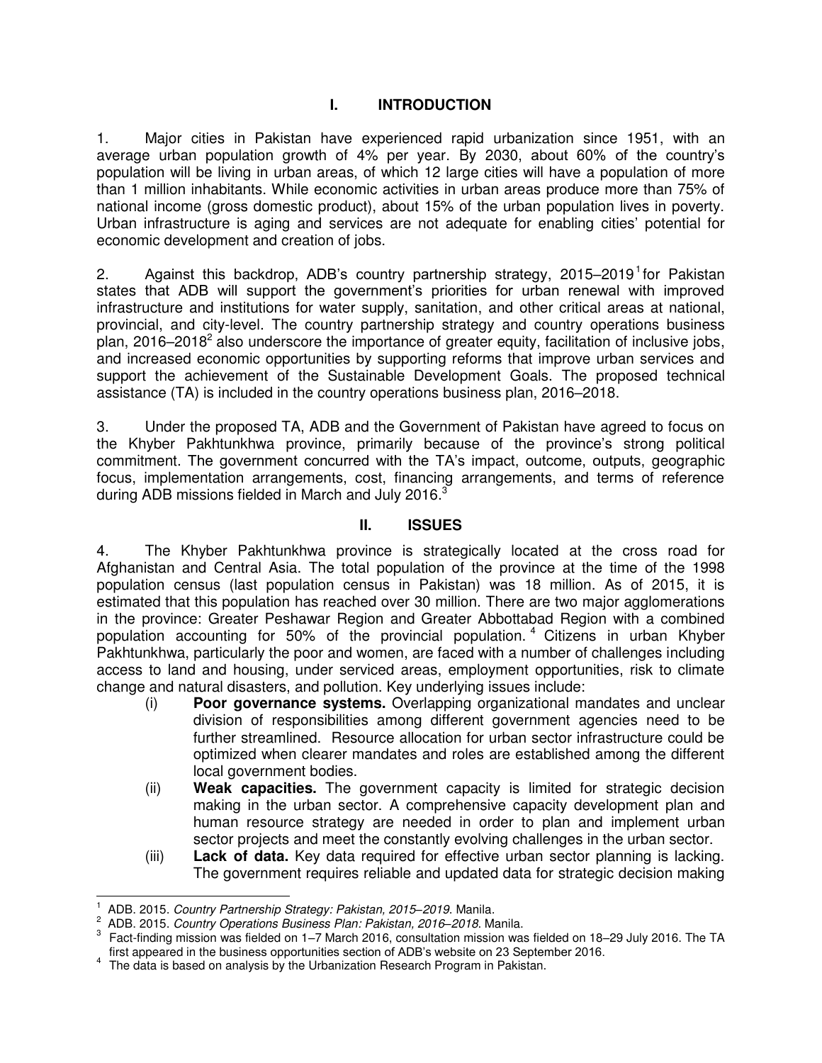# I. INTRODUCTION

1. Major cities in Pakistan have experienced rapid urbanization since 1951, with an average urban population growth of 4% per year. By 2030, about 60% of the country's population will be living in urban areas, of which 12 large cities will have a population of more than 1 million inhabitants. While economic activities in urban areas produce more than 75% of national income (gross domestic product), about 15% of the urban population lives in poverty. Urban infrastructure is aging and services are not adequate for enabling cities' potential for economic development and creation of jobs.

2. Against this backdrop, ADB's country partnership strategy, 2015–2019[1] for Pakistan states that ADB will support the government's priorities for urban renewal with improved infrastructure and institutions for water supply, sanitation, and other critical areas at national, provincial, and city-level. The country partnership strategy and country operations business plan, 2016–2018[2] also underscore the importance of greater equity, facilitation of inclusive jobs, and increased economic opportunities by supporting reforms that improve urban services and support the achievement of the Sustainable Development Goals. The proposed technical assistance (TA) is included in the country operations business plan, 2016–2018.

3. Under the proposed TA, ADB and the Government of Pakistan have agreed to focus on the Khyber Pakhtunkhwa province, primarily because of the province's strong political commitment. The government concurred with the TA's impact, outcome, outputs, geographic focus, implementation arrangements, cost, financing arrangements, and terms of reference during ADB missions fielded in March and July 2016.[3]

# II. ISSUES

4. The Khyber Pakhtunkhwa province is strategically located at the cross road for Afghanistan and Central Asia. The total population of the province at the time of the 1998 population census (last population census in Pakistan) was 18 million. As of 2015, it is estimated that this population has reached over 30 million. There are two major agglomerations in the province: Greater Peshawar Region and Greater Abbottabad Region with a combined population accounting for 50% of the provincial population.[4] Citizens in urban Khyber Pakhtunkhwa, particularly the poor and women, are faced with a number of challenges including access to land and housing, under serviced areas, employment opportunities, risk to climate change and natural disasters, and pollution. Key underlying issues include:

(i) **Poor governance systems.** Overlapping organizational mandates and unclear division of responsibilities among different government agencies need to be further streamlined. Resource allocation for urban sector infrastructure could be optimized when clearer mandates and roles are established among the different local government bodies.

(ii) **Weak capacities.** The government capacity is limited for strategic decision making in the urban sector. A comprehensive capacity development plan and human resource strategy are needed in order to plan and implement urban sector projects and meet the constantly evolving challenges in the urban sector.

(iii) **Lack of data.** Key data required for effective urban sector planning is lacking. The government requires reliable and updated data for strategic decision making

---

[1] ADB. 2015. *Country Partnership Strategy: Pakistan, 2015–2019*. Manila.

[2] ADB. 2015. *Country Operations Business Plan: Pakistan, 2016–2018*. Manila.

[3] Fact-finding mission was fielded on 1–7 March 2016, consultation mission was fielded on 18–29 July 2016. The TA first appeared in the business opportunities section of ADB's website on 23 September 2016.

[4] The data is based on analysis by the Urbanization Research Program in Pakistan.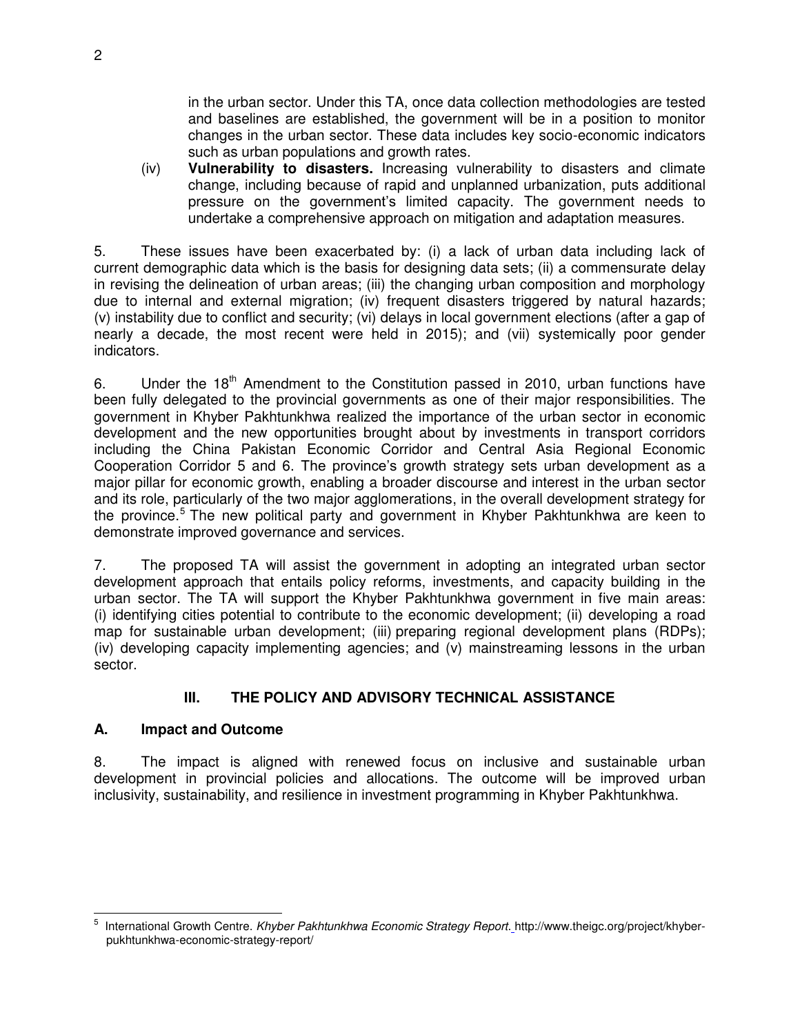in the urban sector. Under this TA, once data collection methodologies are tested and baselines are established, the government will be in a position to monitor changes in the urban sector. These data includes key socio-economic indicators such as urban populations and growth rates.

(iv) **Vulnerability to disasters.** Increasing vulnerability to disasters and climate change, including because of rapid and unplanned urbanization, puts additional pressure on the government's limited capacity. The government needs to undertake a comprehensive approach on mitigation and adaptation measures.

5. These issues have been exacerbated by: (i) a lack of urban data including lack of current demographic data which is the basis for designing data sets; (ii) a commensurate delay in revising the delineation of urban areas; (iii) the changing urban composition and morphology due to internal and external migration; (iv) frequent disasters triggered by natural hazards; (v) instability due to conflict and security; (vi) delays in local government elections (after a gap of nearly a decade, the most recent were held in 2015); and (vii) systemically poor gender indicators.

6. Under the 18th Amendment to the Constitution passed in 2010, urban functions have been fully delegated to the provincial governments as one of their major responsibilities. The government in Khyber Pakhtunkhwa realized the importance of the urban sector in economic development and the new opportunities brought about by investments in transport corridors including the China Pakistan Economic Corridor and Central Asia Regional Economic Cooperation Corridor 5 and 6. The province's growth strategy sets urban development as a major pillar for economic growth, enabling a broader discourse and interest in the urban sector and its role, particularly of the two major agglomerations, in the overall development strategy for the province.[5] The new political party and government in Khyber Pakhtunkhwa are keen to demonstrate improved governance and services.

7. The proposed TA will assist the government in adopting an integrated urban sector development approach that entails policy reforms, investments, and capacity building in the urban sector. The TA will support the Khyber Pakhtunkhwa government in five main areas: (i) identifying cities potential to contribute to the economic development; (ii) developing a road map for sustainable urban development; (iii) preparing regional development plans (RDPs); (iv) developing capacity implementing agencies; and (v) mainstreaming lessons in the urban sector.

## III. THE POLICY AND ADVISORY TECHNICAL ASSISTANCE

### A. Impact and Outcome

8. The impact is aligned with renewed focus on inclusive and sustainable urban development in provincial policies and allocations. The outcome will be improved urban inclusivity, sustainability, and resilience in investment programming in Khyber Pakhtunkhwa.

---

[5] International Growth Centre. *Khyber Pakhtunkhwa Economic Strategy Report.* http://www.theigc.org/project/khyber-pukhtunkhwa-economic-strategy-report/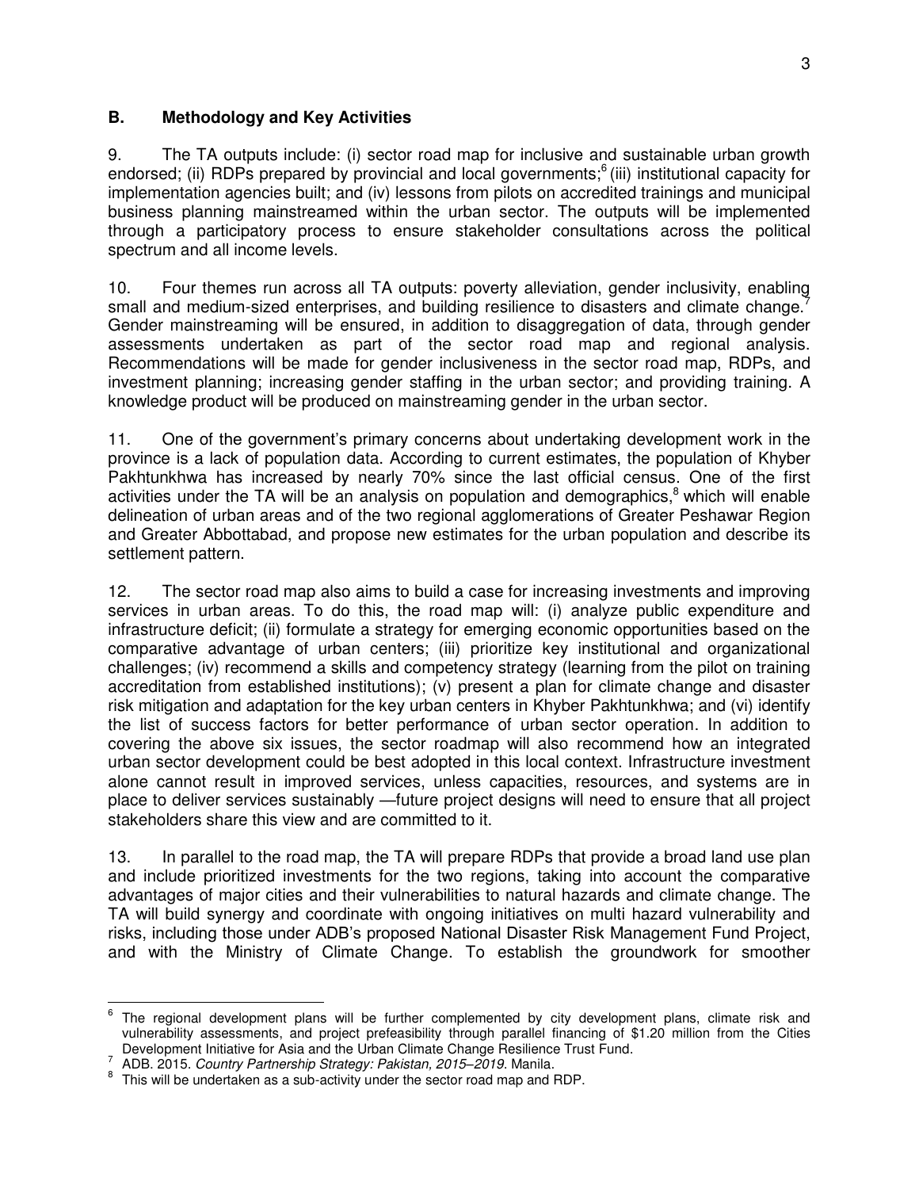## B. Methodology and Key Activities

9. The TA outputs include: (i) sector road map for inclusive and sustainable urban growth endorsed; (ii) RDPs prepared by provincial and local governments;[6] (iii) institutional capacity for implementation agencies built; and (iv) lessons from pilots on accredited trainings and municipal business planning mainstreamed within the urban sector. The outputs will be implemented through a participatory process to ensure stakeholder consultations across the political spectrum and all income levels.

10. Four themes run across all TA outputs: poverty alleviation, gender inclusivity, enabling small and medium-sized enterprises, and building resilience to disasters and climate change.[7] Gender mainstreaming will be ensured, in addition to disaggregation of data, through gender assessments undertaken as part of the sector road map and regional analysis. Recommendations will be made for gender inclusiveness in the sector road map, RDPs, and investment planning; increasing gender staffing in the urban sector; and providing training. A knowledge product will be produced on mainstreaming gender in the urban sector.

11. One of the government's primary concerns about undertaking development work in the province is a lack of population data. According to current estimates, the population of Khyber Pakhtunkhwa has increased by nearly 70% since the last official census. One of the first activities under the TA will be an analysis on population and demographics,[8] which will enable delineation of urban areas and of the two regional agglomerations of Greater Peshawar Region and Greater Abbottabad, and propose new estimates for the urban population and describe its settlement pattern.

12. The sector road map also aims to build a case for increasing investments and improving services in urban areas. To do this, the road map will: (i) analyze public expenditure and infrastructure deficit; (ii) formulate a strategy for emerging economic opportunities based on the comparative advantage of urban centers; (iii) prioritize key institutional and organizational challenges; (iv) recommend a skills and competency strategy (learning from the pilot on training accreditation from established institutions); (v) present a plan for climate change and disaster risk mitigation and adaptation for the key urban centers in Khyber Pakhtunkhwa; and (vi) identify the list of success factors for better performance of urban sector operation. In addition to covering the above six issues, the sector roadmap will also recommend how an integrated urban sector development could be best adopted in this local context. Infrastructure investment alone cannot result in improved services, unless capacities, resources, and systems are in place to deliver services sustainably —future project designs will need to ensure that all project stakeholders share this view and are committed to it.

13. In parallel to the road map, the TA will prepare RDPs that provide a broad land use plan and include prioritized investments for the two regions, taking into account the comparative advantages of major cities and their vulnerabilities to natural hazards and climate change. The TA will build synergy and coordinate with ongoing initiatives on multi hazard vulnerability and risks, including those under ADB's proposed National Disaster Risk Management Fund Project, and with the Ministry of Climate Change. To establish the groundwork for smoother

---

[6] The regional development plans will be further complemented by city development plans, climate risk and vulnerability assessments, and project prefeasibility through parallel financing of $1.20 million from the Cities Development Initiative for Asia and the Urban Climate Change Resilience Trust Fund.

[7] ADB. 2015. *Country Partnership Strategy: Pakistan, 2015–2019*. Manila.

[8] This will be undertaken as a sub-activity under the sector road map and RDP.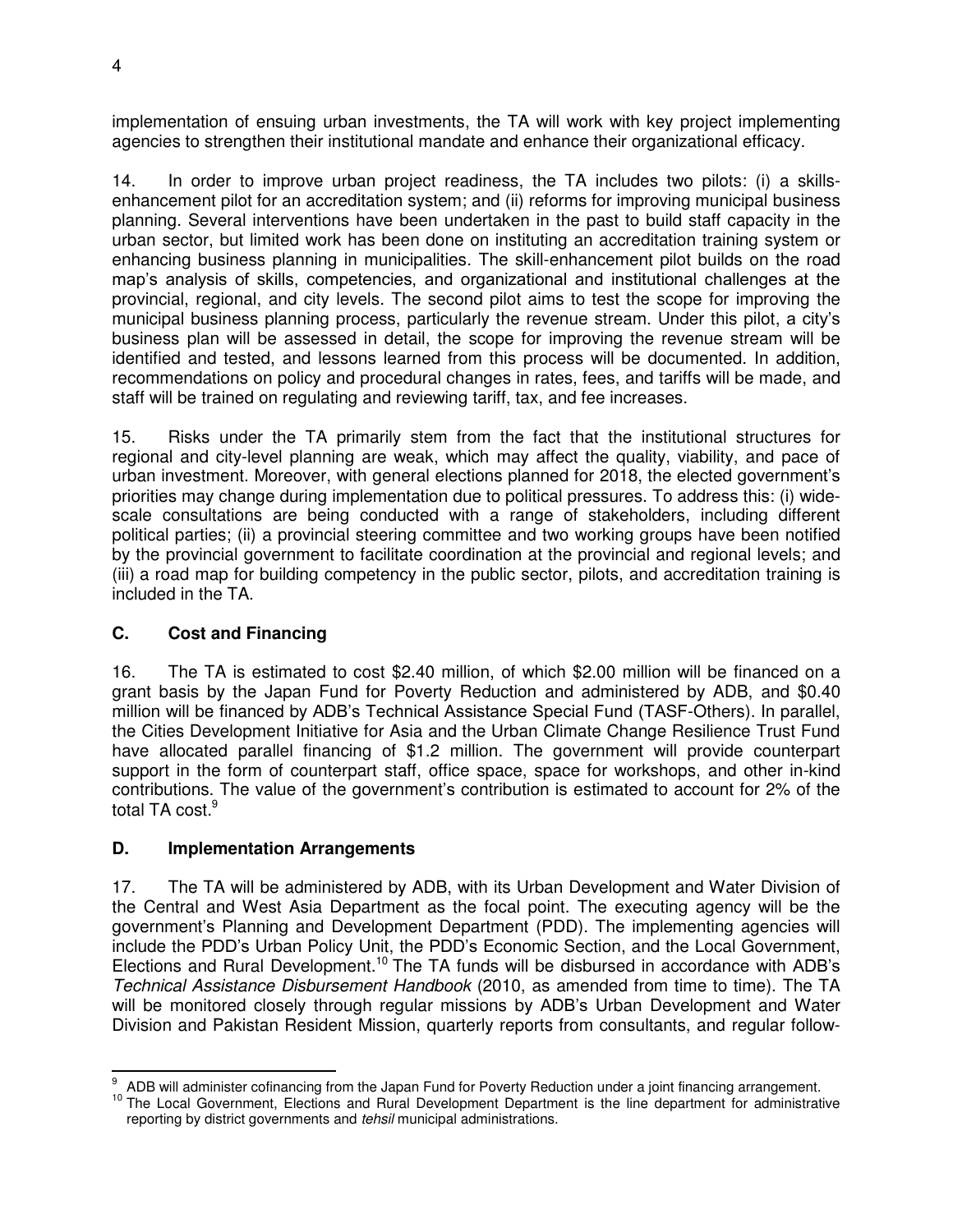implementation of ensuing urban investments, the TA will work with key project implementing agencies to strengthen their institutional mandate and enhance their organizational efficacy.

14. In order to improve urban project readiness, the TA includes two pilots: (i) a skills-enhancement pilot for an accreditation system; and (ii) reforms for improving municipal business planning. Several interventions have been undertaken in the past to build staff capacity in the urban sector, but limited work has been done on instituting an accreditation training system or enhancing business planning in municipalities. The skill-enhancement pilot builds on the road map's analysis of skills, competencies, and organizational and institutional challenges at the provincial, regional, and city levels. The second pilot aims to test the scope for improving the municipal business planning process, particularly the revenue stream. Under this pilot, a city's business plan will be assessed in detail, the scope for improving the revenue stream will be identified and tested, and lessons learned from this process will be documented. In addition, recommendations on policy and procedural changes in rates, fees, and tariffs will be made, and staff will be trained on regulating and reviewing tariff, tax, and fee increases.

15. Risks under the TA primarily stem from the fact that the institutional structures for regional and city-level planning are weak, which may affect the quality, viability, and pace of urban investment. Moreover, with general elections planned for 2018, the elected government's priorities may change during implementation due to political pressures. To address this: (i) wide-scale consultations are being conducted with a range of stakeholders, including different political parties; (ii) a provincial steering committee and two working groups have been notified by the provincial government to facilitate coordination at the provincial and regional levels; and (iii) a road map for building competency in the public sector, pilots, and accreditation training is included in the TA.

## C. Cost and Financing

16. The TA is estimated to cost $2.40 million, of which $2.00 million will be financed on a grant basis by the Japan Fund for Poverty Reduction and administered by ADB, and $0.40 million will be financed by ADB's Technical Assistance Special Fund (TASF-Others). In parallel, the Cities Development Initiative for Asia and the Urban Climate Change Resilience Trust Fund have allocated parallel financing of $1.2 million. The government will provide counterpart support in the form of counterpart staff, office space, space for workshops, and other in-kind contributions. The value of the government's contribution is estimated to account for 2% of the total TA cost.[9]

## D. Implementation Arrangements

17. The TA will be administered by ADB, with its Urban Development and Water Division of the Central and West Asia Department as the focal point. The executing agency will be the government's Planning and Development Department (PDD). The implementing agencies will include the PDD's Urban Policy Unit, the PDD's Economic Section, and the Local Government, Elections and Rural Development.[10] The TA funds will be disbursed in accordance with ADB's *Technical Assistance Disbursement Handbook* (2010, as amended from time to time). The TA will be monitored closely through regular missions by ADB's Urban Development and Water Division and Pakistan Resident Mission, quarterly reports from consultants, and regular follow-

---

[9] ADB will administer cofinancing from the Japan Fund for Poverty Reduction under a joint financing arrangement.

[10] The Local Government, Elections and Rural Development Department is the line department for administrative reporting by district governments and *tehsil* municipal administrations.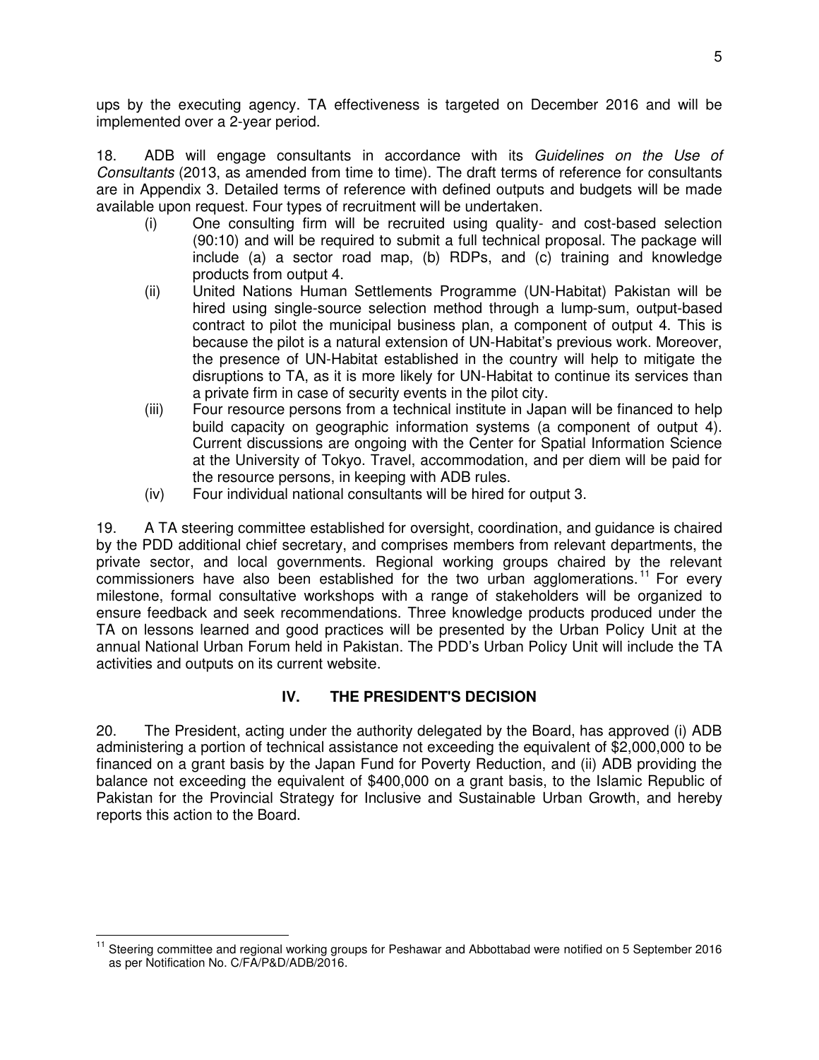ups by the executing agency. TA effectiveness is targeted on December 2016 and will be implemented over a 2-year period.

18. ADB will engage consultants in accordance with its *Guidelines on the Use of Consultants* (2013, as amended from time to time). The draft terms of reference for consultants are in Appendix 3. Detailed terms of reference with defined outputs and budgets will be made available upon request. Four types of recruitment will be undertaken.

(i) One consulting firm will be recruited using quality- and cost-based selection (90:10) and will be required to submit a full technical proposal. The package will include (a) a sector road map, (b) RDPs, and (c) training and knowledge products from output 4.

(ii) United Nations Human Settlements Programme (UN-Habitat) Pakistan will be hired using single-source selection method through a lump-sum, output-based contract to pilot the municipal business plan, a component of output 4. This is because the pilot is a natural extension of UN-Habitat's previous work. Moreover, the presence of UN-Habitat established in the country will help to mitigate the disruptions to TA, as it is more likely for UN-Habitat to continue its services than a private firm in case of security events in the pilot city.

(iii) Four resource persons from a technical institute in Japan will be financed to help build capacity on geographic information systems (a component of output 4). Current discussions are ongoing with the Center for Spatial Information Science at the University of Tokyo. Travel, accommodation, and per diem will be paid for the resource persons, in keeping with ADB rules.

(iv) Four individual national consultants will be hired for output 3.

19. A TA steering committee established for oversight, coordination, and guidance is chaired by the PDD additional chief secretary, and comprises members from relevant departments, the private sector, and local governments. Regional working groups chaired by the relevant commissioners have also been established for the two urban agglomerations.[11] For every milestone, formal consultative workshops with a range of stakeholders will be organized to ensure feedback and seek recommendations. Three knowledge products produced under the TA on lessons learned and good practices will be presented by the Urban Policy Unit at the annual National Urban Forum held in Pakistan. The PDD's Urban Policy Unit will include the TA activities and outputs on its current website.

## IV. THE PRESIDENT'S DECISION

20. The President, acting under the authority delegated by the Board, has approved (i) ADB administering a portion of technical assistance not exceeding the equivalent of $2,000,000 to be financed on a grant basis by the Japan Fund for Poverty Reduction, and (ii) ADB providing the balance not exceeding the equivalent of $400,000 on a grant basis, to the Islamic Republic of Pakistan for the Provincial Strategy for Inclusive and Sustainable Urban Growth, and hereby reports this action to the Board.

---

[11] Steering committee and regional working groups for Peshawar and Abbottabad were notified on 5 September 2016 as per Notification No. C/FA/P&D/ADB/2016.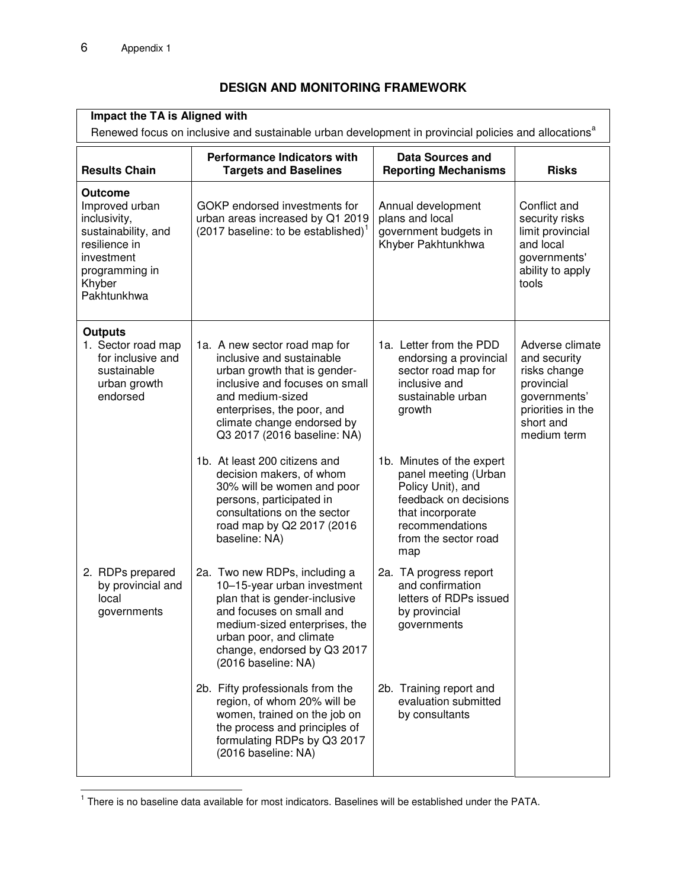## DESIGN AND MONITORING FRAMEWORK

**Impact the TA is Aligned with**

Renewed focus on inclusive and sustainable urban development in provincial policies and allocations[a]

| Results Chain | Performance Indicators with Targets and Baselines | Data Sources and Reporting Mechanisms | Risks |
|---|---|---|---|
| **Outcome**<br>Improved urban inclusivity, sustainability, and resilience in investment programming in Khyber Pakhtunkhwa | GOKP endorsed investments for urban areas increased by Q1 2019 (2017 baseline: to be established)[1] | Annual development plans and local government budgets in Khyber Pakhtunkhwa | Conflict and security risks limit provincial and local governments' ability to apply tools |
| **Outputs**<br>1. Sector road map for inclusive and sustainable urban growth endorsed | 1a. A new sector road map for inclusive and sustainable urban growth that is gender-inclusive and focuses on small and medium-sized enterprises, the poor, and climate change endorsed by Q3 2017 (2016 baseline: NA) | 1a. Letter from the PDD endorsing a provincial sector road map for inclusive and sustainable urban growth | Adverse climate and security risks change provincial governments' priorities in the short and medium term |
| | 1b. At least 200 citizens and decision makers, of whom 30% will be women and poor persons, participated in consultations on the sector road map by Q2 2017 (2016 baseline: NA) | 1b. Minutes of the expert panel meeting (Urban Policy Unit), and feedback on decisions that incorporate recommendations from the sector road map | |
| 2. RDPs prepared by provincial and local governments | 2a. Two new RDPs, including a 10–15-year urban investment plan that is gender-inclusive and focuses on small and medium-sized enterprises, the urban poor, and climate change, endorsed by Q3 2017 (2016 baseline: NA) | 2a. TA progress report and confirmation letters of RDPs issued by provincial governments | |
| | 2b. Fifty professionals from the region, of whom 20% will be women, trained on the job on the process and principles of formulating RDPs by Q3 2017 (2016 baseline: NA) | 2b. Training report and evaluation submitted by consultants | |

[1] There is no baseline data available for most indicators. Baselines will be established under the PATA.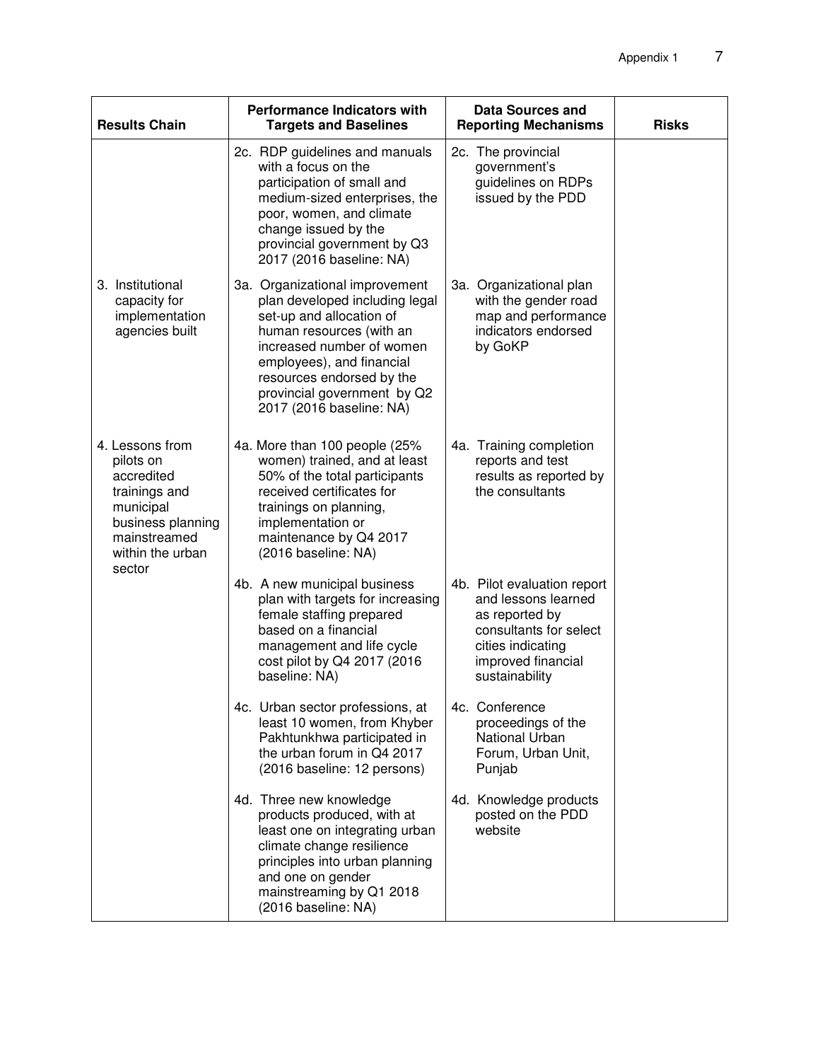| Results Chain | Performance Indicators with Targets and Baselines | Data Sources and Reporting Mechanisms | Risks |
|---|---|---|---|
| | 2c. RDP guidelines and manuals with a focus on the participation of small and medium-sized enterprises, the poor, women, and climate change issued by the provincial government by Q3 2017 (2016 baseline: NA) | 2c. The provincial government's guidelines on RDPs issued by the PDD | |
| 3. Institutional capacity for implementation agencies built | 3a. Organizational improvement plan developed including legal set-up and allocation of human resources (with an increased number of women employees), and financial resources endorsed by the provincial government by Q2 2017 (2016 baseline: NA) | 3a. Organizational plan with the gender road map and performance indicators endorsed by GoKP | |
| 4. Lessons from pilots on accredited trainings and municipal business planning mainstreamed within the urban sector | 4a. More than 100 people (25% women) trained, and at least 50% of the total participants received certificates for trainings on planning, implementation or maintenance by Q4 2017 (2016 baseline: NA) | 4a. Training completion reports and test results as reported by the consultants | |
| | 4b. A new municipal business plan with targets for increasing female staffing prepared based on a financial management and life cycle cost pilot by Q4 2017 (2016 baseline: NA) | 4b. Pilot evaluation report and lessons learned as reported by consultants for select cities indicating improved financial sustainability | |
| | 4c. Urban sector professions, at least 10 women, from Khyber Pakhtunkhwa participated in the urban forum in Q4 2017 (2016 baseline: 12 persons) | 4c. Conference proceedings of the National Urban Forum, Urban Unit, Punjab | |
| | 4d. Three new knowledge products produced, with at least one on integrating urban climate change resilience principles into urban planning and one on gender mainstreaming by Q1 2018 (2016 baseline: NA) | 4d. Knowledge products posted on the PDD website | |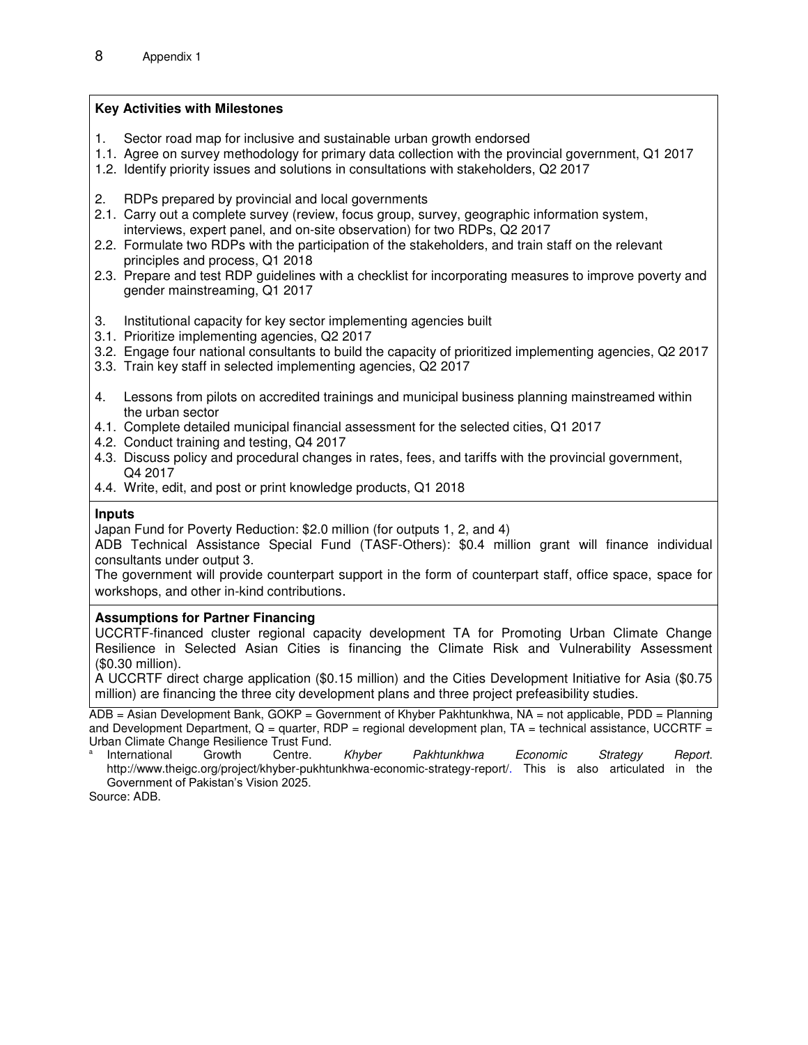**Key Activities with Milestones**

1. Sector road map for inclusive and sustainable urban growth endorsed
1.1. Agree on survey methodology for primary data collection with the provincial government, Q1 2017
1.2. Identify priority issues and solutions in consultations with stakeholders, Q2 2017

2. RDPs prepared by provincial and local governments
2.1. Carry out a complete survey (review, focus group, survey, geographic information system, interviews, expert panel, and on-site observation) for two RDPs, Q2 2017
2.2. Formulate two RDPs with the participation of the stakeholders, and train staff on the relevant principles and process, Q1 2018
2.3. Prepare and test RDP guidelines with a checklist for incorporating measures to improve poverty and gender mainstreaming, Q1 2017

3. Institutional capacity for key sector implementing agencies built
3.1. Prioritize implementing agencies, Q2 2017
3.2. Engage four national consultants to build the capacity of prioritized implementing agencies, Q2 2017
3.3. Train key staff in selected implementing agencies, Q2 2017

4. Lessons from pilots on accredited trainings and municipal business planning mainstreamed within the urban sector
4.1. Complete detailed municipal financial assessment for the selected cities, Q1 2017
4.2. Conduct training and testing, Q4 2017
4.3. Discuss policy and procedural changes in rates, fees, and tariffs with the provincial government, Q4 2017
4.4. Write, edit, and post or print knowledge products, Q1 2018

**Inputs**

Japan Fund for Poverty Reduction: $2.0 million (for outputs 1, 2, and 4)

ADB Technical Assistance Special Fund (TASF-Others): $0.4 million grant will finance individual consultants under output 3.

The government will provide counterpart support in the form of counterpart staff, office space, space for workshops, and other in-kind contributions.

**Assumptions for Partner Financing**

UCCRTF-financed cluster regional capacity development TA for Promoting Urban Climate Change Resilience in Selected Asian Cities is financing the Climate Risk and Vulnerability Assessment ($0.30 million).

A UCCRTF direct charge application ($0.15 million) and the Cities Development Initiative for Asia ($0.75 million) are financing the three city development plans and three project prefeasibility studies.

ADB = Asian Development Bank, GOKP = Government of Khyber Pakhtunkhwa, NA = not applicable, PDD = Planning and Development Department, Q = quarter, RDP = regional development plan, TA = technical assistance, UCCRTF = Urban Climate Change Resilience Trust Fund.

[a] International Growth Centre. *Khyber Pakhtunkhwa Economic Strategy Report*. http://www.theigc.org/project/khyber-pukhtunkhwa-economic-strategy-report/. This is also articulated in the Government of Pakistan's Vision 2025.

Source: ADB.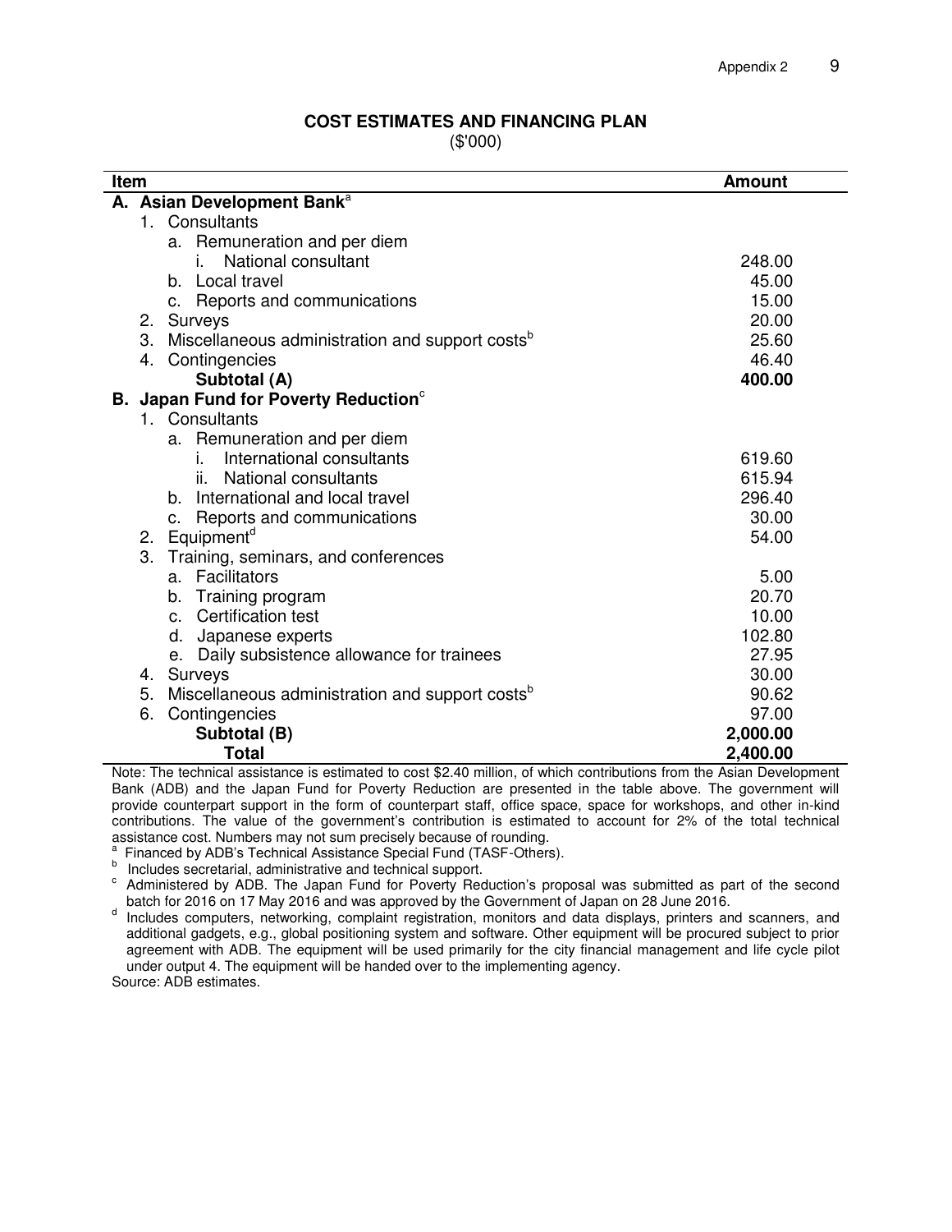## COST ESTIMATES AND FINANCING PLAN

($'000)

| Item | Amount |
|---|---|
| **A. Asian Development Bank**[a] | |
| 1. Consultants | |
| a. Remuneration and per diem | |
| i. National consultant | 248.00 |
| b. Local travel | 45.00 |
| c. Reports and communications | 15.00 |
| 2. Surveys | 20.00 |
| 3. Miscellaneous administration and support costs[b] | 25.60 |
| 4. Contingencies | 46.40 |
| **Subtotal (A)** | **400.00** |
| **B. Japan Fund for Poverty Reduction**[c] | |
| 1. Consultants | |
| a. Remuneration and per diem | |
| i. International consultants | 619.60 |
| ii. National consultants | 615.94 |
| b. International and local travel | 296.40 |
| c. Reports and communications | 30.00 |
| 2. Equipment[d] | 54.00 |
| 3. Training, seminars, and conferences | |
| a. Facilitators | 5.00 |
| b. Training program | 20.70 |
| c. Certification test | 10.00 |
| d. Japanese experts | 102.80 |
| e. Daily subsistence allowance for trainees | 27.95 |
| 4. Surveys | 30.00 |
| 5. Miscellaneous administration and support costs[b] | 90.62 |
| 6. Contingencies | 97.00 |
| **Subtotal (B)** | **2,000.00** |
| **Total** | **2,400.00** |

Note: The technical assistance is estimated to cost $2.40 million, of which contributions from the Asian Development Bank (ADB) and the Japan Fund for Poverty Reduction are presented in the table above. The government will provide counterpart support in the form of counterpart staff, office space, space for workshops, and other in-kind contributions. The value of the government's contribution is estimated to account for 2% of the total technical assistance cost. Numbers may not sum precisely because of rounding.

[a] Financed by ADB's Technical Assistance Special Fund (TASF-Others).

[b] Includes secretarial, administrative and technical support.

[c] Administered by ADB. The Japan Fund for Poverty Reduction's proposal was submitted as part of the second batch for 2016 on 17 May 2016 and was approved by the Government of Japan on 28 June 2016.

[d] Includes computers, networking, complaint registration, monitors and data displays, printers and scanners, and additional gadgets, e.g., global positioning system and software. Other equipment will be procured subject to prior agreement with ADB. The equipment will be used primarily for the city financial management and life cycle pilot under output 4. The equipment will be handed over to the implementing agency.

Source: ADB estimates.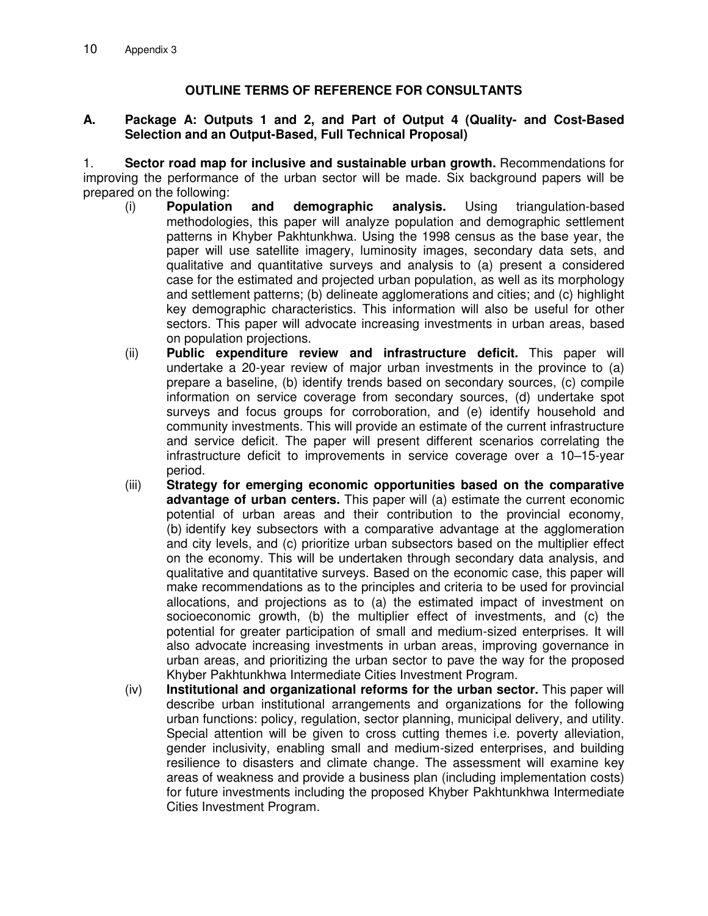## OUTLINE TERMS OF REFERENCE FOR CONSULTANTS

### A. Package A: Outputs 1 and 2, and Part of Output 4 (Quality- and Cost-Based Selection and an Output-Based, Full Technical Proposal)

1. **Sector road map for inclusive and sustainable urban growth.** Recommendations for improving the performance of the urban sector will be made. Six background papers will be prepared on the following:

   (i) **Population and demographic analysis.** Using triangulation-based methodologies, this paper will analyze population and demographic settlement patterns in Khyber Pakhtunkhwa. Using the 1998 census as the base year, the paper will use satellite imagery, luminosity images, secondary data sets, and qualitative and quantitative surveys and analysis to (a) present a considered case for the estimated and projected urban population, as well as its morphology and settlement patterns; (b) delineate agglomerations and cities; and (c) highlight key demographic characteristics. This information will also be useful for other sectors. This paper will advocate increasing investments in urban areas, based on population projections.

   (ii) **Public expenditure review and infrastructure deficit.** This paper will undertake a 20-year review of major urban investments in the province to (a) prepare a baseline, (b) identify trends based on secondary sources, (c) compile information on service coverage from secondary sources, (d) undertake spot surveys and focus groups for corroboration, and (e) identify household and community investments. This will provide an estimate of the current infrastructure and service deficit. The paper will present different scenarios correlating the infrastructure deficit to improvements in service coverage over a 10–15-year period.

   (iii) **Strategy for emerging economic opportunities based on the comparative advantage of urban centers.** This paper will (a) estimate the current economic potential of urban areas and their contribution to the provincial economy, (b) identify key subsectors with a comparative advantage at the agglomeration and city levels, and (c) prioritize urban subsectors based on the multiplier effect on the economy. This will be undertaken through secondary data analysis, and qualitative and quantitative surveys. Based on the economic case, this paper will make recommendations as to the principles and criteria to be used for provincial allocations, and projections as to (a) the estimated impact of investment on socioeconomic growth, (b) the multiplier effect of investments, and (c) the potential for greater participation of small and medium-sized enterprises. It will also advocate increasing investments in urban areas, improving governance in urban areas, and prioritizing the urban sector to pave the way for the proposed Khyber Pakhtunkhwa Intermediate Cities Investment Program.

   (iv) **Institutional and organizational reforms for the urban sector.** This paper will describe urban institutional arrangements and organizations for the following urban functions: policy, regulation, sector planning, municipal delivery, and utility. Special attention will be given to cross cutting themes i.e. poverty alleviation, gender inclusivity, enabling small and medium-sized enterprises, and building resilience to disasters and climate change. The assessment will examine key areas of weakness and provide a business plan (including implementation costs) for future investments including the proposed Khyber Pakhtunkhwa Intermediate Cities Investment Program.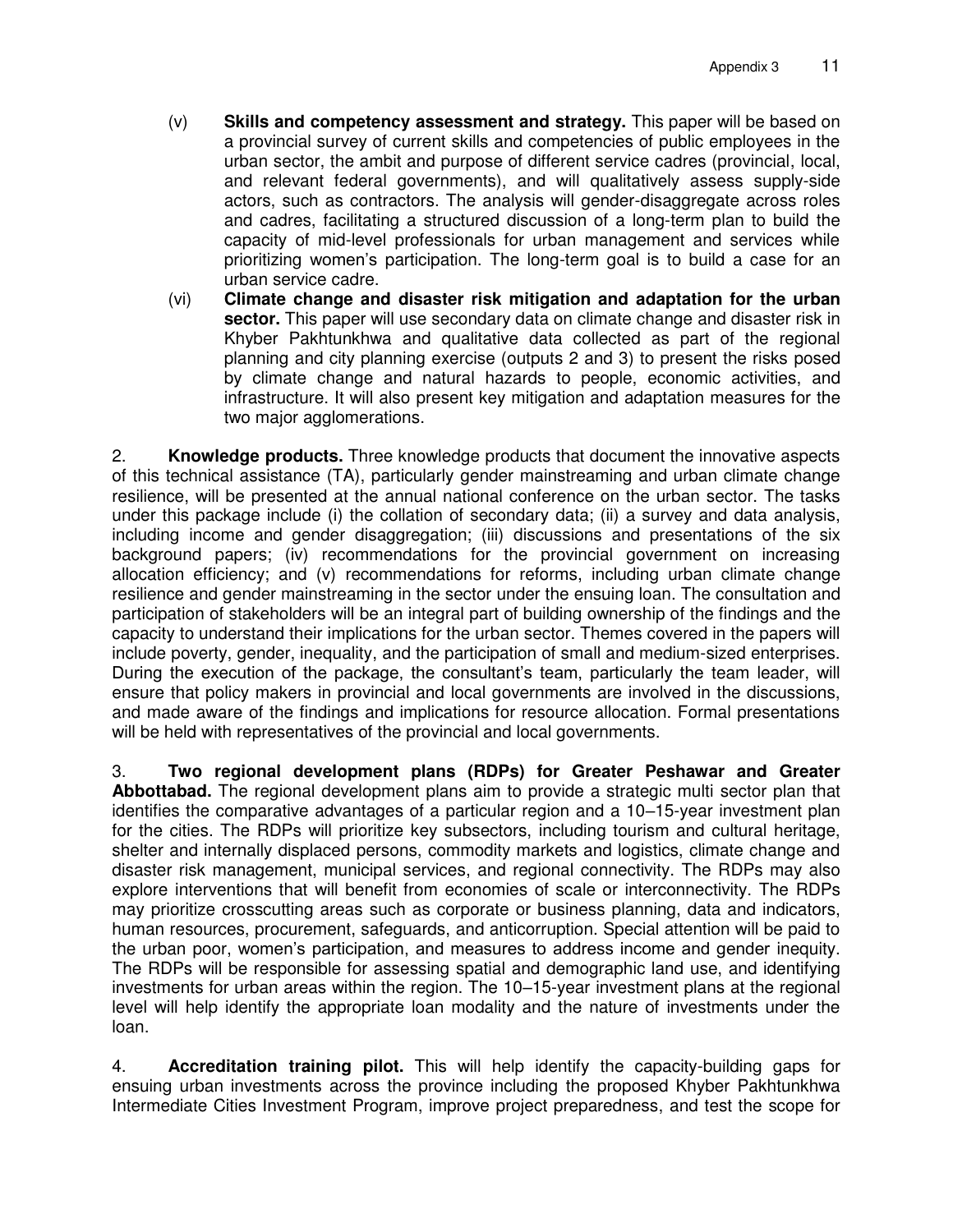(v) **Skills and competency assessment and strategy.** This paper will be based on a provincial survey of current skills and competencies of public employees in the urban sector, the ambit and purpose of different service cadres (provincial, local, and relevant federal governments), and will qualitatively assess supply-side actors, such as contractors. The analysis will gender-disaggregate across roles and cadres, facilitating a structured discussion of a long-term plan to build the capacity of mid-level professionals for urban management and services while prioritizing women's participation. The long-term goal is to build a case for an urban service cadre.

(vi) **Climate change and disaster risk mitigation and adaptation for the urban sector.** This paper will use secondary data on climate change and disaster risk in Khyber Pakhtunkhwa and qualitative data collected as part of the regional planning and city planning exercise (outputs 2 and 3) to present the risks posed by climate change and natural hazards to people, economic activities, and infrastructure. It will also present key mitigation and adaptation measures for the two major agglomerations.

2. **Knowledge products.** Three knowledge products that document the innovative aspects of this technical assistance (TA), particularly gender mainstreaming and urban climate change resilience, will be presented at the annual national conference on the urban sector. The tasks under this package include (i) the collation of secondary data; (ii) a survey and data analysis, including income and gender disaggregation; (iii) discussions and presentations of the six background papers; (iv) recommendations for the provincial government on increasing allocation efficiency; and (v) recommendations for reforms, including urban climate change resilience and gender mainstreaming in the sector under the ensuing loan. The consultation and participation of stakeholders will be an integral part of building ownership of the findings and the capacity to understand their implications for the urban sector. Themes covered in the papers will include poverty, gender, inequality, and the participation of small and medium-sized enterprises. During the execution of the package, the consultant's team, particularly the team leader, will ensure that policy makers in provincial and local governments are involved in the discussions, and made aware of the findings and implications for resource allocation. Formal presentations will be held with representatives of the provincial and local governments.

3. **Two regional development plans (RDPs) for Greater Peshawar and Greater Abbottabad.** The regional development plans aim to provide a strategic multi sector plan that identifies the comparative advantages of a particular region and a 10–15-year investment plan for the cities. The RDPs will prioritize key subsectors, including tourism and cultural heritage, shelter and internally displaced persons, commodity markets and logistics, climate change and disaster risk management, municipal services, and regional connectivity. The RDPs may also explore interventions that will benefit from economies of scale or interconnectivity. The RDPs may prioritize crosscutting areas such as corporate or business planning, data and indicators, human resources, procurement, safeguards, and anticorruption. Special attention will be paid to the urban poor, women's participation, and measures to address income and gender inequity. The RDPs will be responsible for assessing spatial and demographic land use, and identifying investments for urban areas within the region. The 10–15-year investment plans at the regional level will help identify the appropriate loan modality and the nature of investments under the loan.

4. **Accreditation training pilot.** This will help identify the capacity-building gaps for ensuing urban investments across the province including the proposed Khyber Pakhtunkhwa Intermediate Cities Investment Program, improve project preparedness, and test the scope for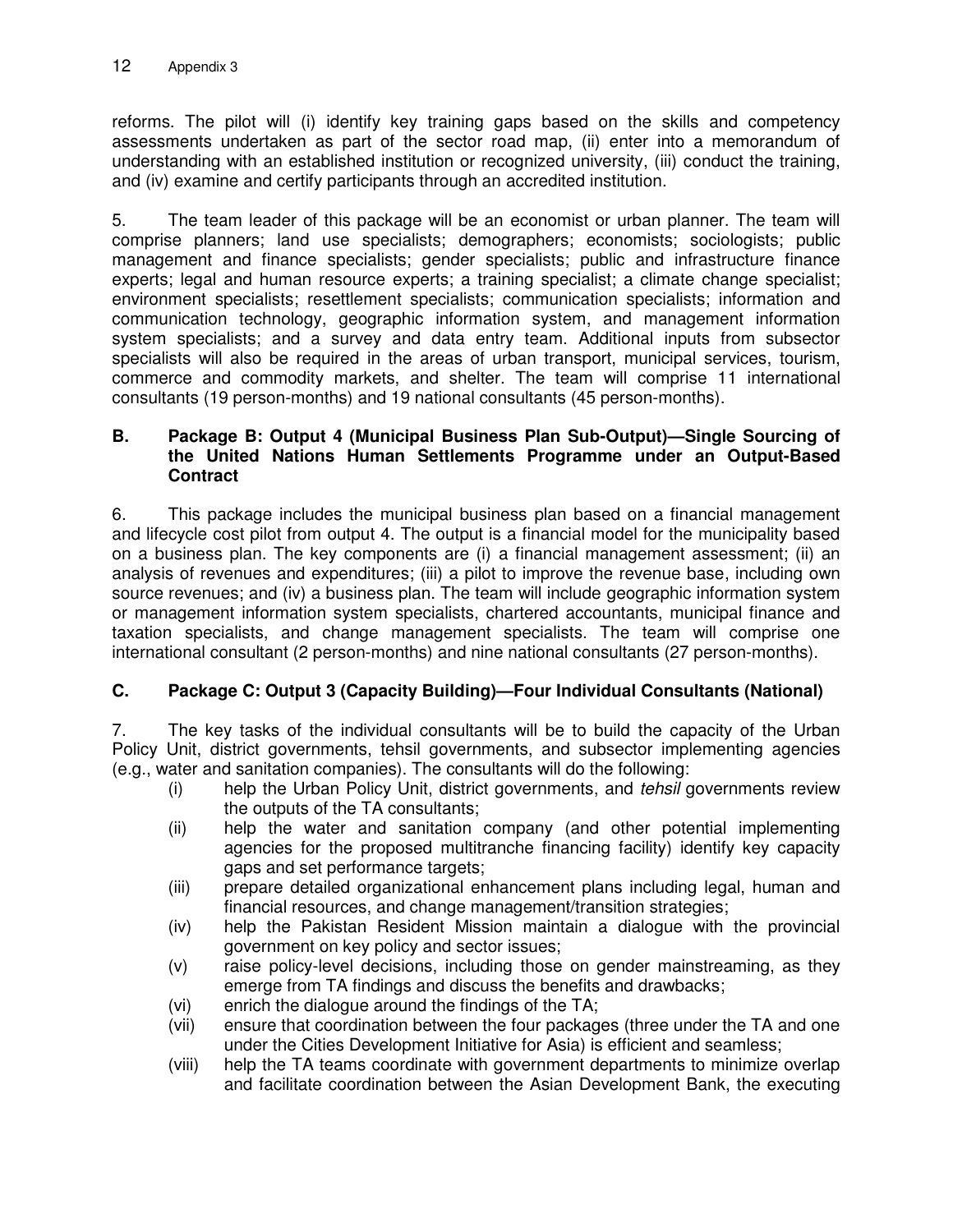reforms. The pilot will (i) identify key training gaps based on the skills and competency assessments undertaken as part of the sector road map, (ii) enter into a memorandum of understanding with an established institution or recognized university, (iii) conduct the training, and (iv) examine and certify participants through an accredited institution.

5. The team leader of this package will be an economist or urban planner. The team will comprise planners; land use specialists; demographers; economists; sociologists; public management and finance specialists; gender specialists; public and infrastructure finance experts; legal and human resource experts; a training specialist; a climate change specialist; environment specialists; resettlement specialists; communication specialists; information and communication technology, geographic information system, and management information system specialists; and a survey and data entry team. Additional inputs from subsector specialists will also be required in the areas of urban transport, municipal services, tourism, commerce and commodity markets, and shelter. The team will comprise 11 international consultants (19 person-months) and 19 national consultants (45 person-months).

### B. Package B: Output 4 (Municipal Business Plan Sub-Output)—Single Sourcing of the United Nations Human Settlements Programme under an Output-Based Contract

6. This package includes the municipal business plan based on a financial management and lifecycle cost pilot from output 4. The output is a financial model for the municipality based on a business plan. The key components are (i) a financial management assessment; (ii) an analysis of revenues and expenditures; (iii) a pilot to improve the revenue base, including own source revenues; and (iv) a business plan. The team will include geographic information system or management information system specialists, chartered accountants, municipal finance and taxation specialists, and change management specialists. The team will comprise one international consultant (2 person-months) and nine national consultants (27 person-months).

### C. Package C: Output 3 (Capacity Building)—Four Individual Consultants (National)

7. The key tasks of the individual consultants will be to build the capacity of the Urban Policy Unit, district governments, tehsil governments, and subsector implementing agencies (e.g., water and sanitation companies). The consultants will do the following:

- (i) help the Urban Policy Unit, district governments, and *tehsil* governments review the outputs of the TA consultants;
- (ii) help the water and sanitation company (and other potential implementing agencies for the proposed multitranche financing facility) identify key capacity gaps and set performance targets;
- (iii) prepare detailed organizational enhancement plans including legal, human and financial resources, and change management/transition strategies;
- (iv) help the Pakistan Resident Mission maintain a dialogue with the provincial government on key policy and sector issues;
- (v) raise policy-level decisions, including those on gender mainstreaming, as they emerge from TA findings and discuss the benefits and drawbacks;
- (vi) enrich the dialogue around the findings of the TA;
- (vii) ensure that coordination between the four packages (three under the TA and one under the Cities Development Initiative for Asia) is efficient and seamless;
- (viii) help the TA teams coordinate with government departments to minimize overlap and facilitate coordination between the Asian Development Bank, the executing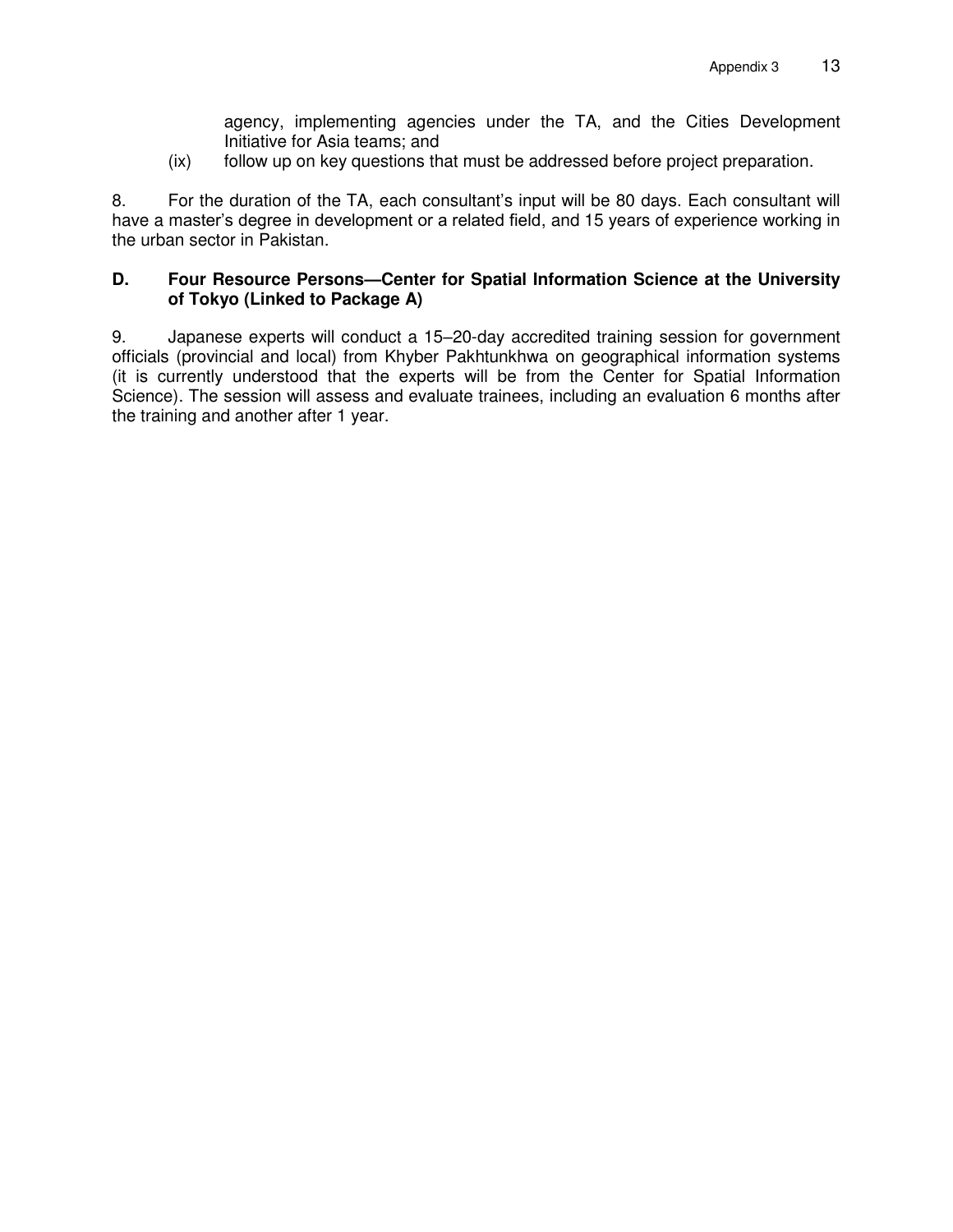agency, implementing agencies under the TA, and the Cities Development Initiative for Asia teams; and

(ix) follow up on key questions that must be addressed before project preparation.

8. For the duration of the TA, each consultant's input will be 80 days. Each consultant will have a master's degree in development or a related field, and 15 years of experience working in the urban sector in Pakistan.

### D. Four Resource Persons—Center for Spatial Information Science at the University of Tokyo (Linked to Package A)

9. Japanese experts will conduct a 15–20-day accredited training session for government officials (provincial and local) from Khyber Pakhtunkhwa on geographical information systems (it is currently understood that the experts will be from the Center for Spatial Information Science). The session will assess and evaluate trainees, including an evaluation 6 months after the training and another after 1 year.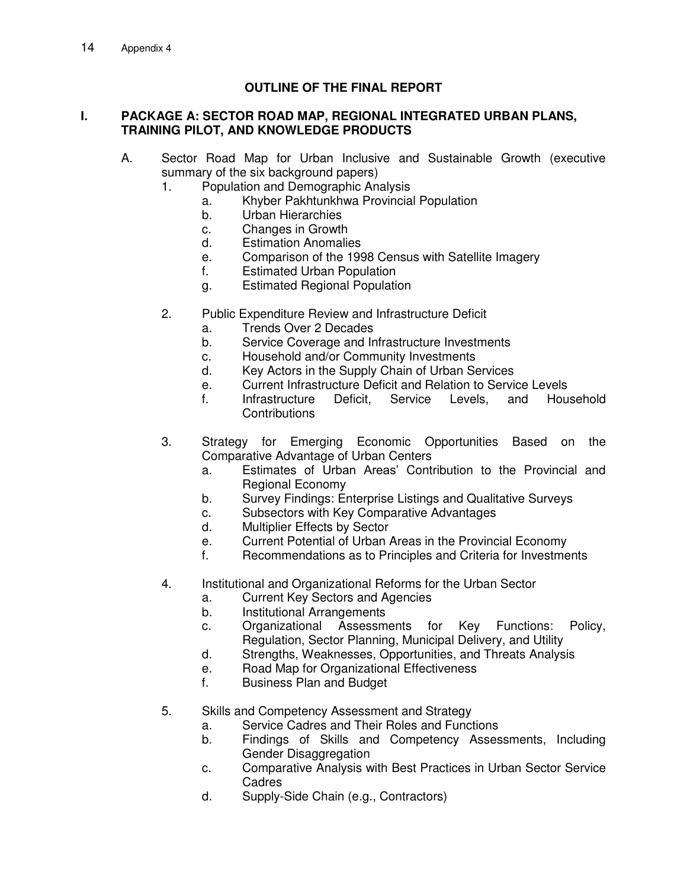## OUTLINE OF THE FINAL REPORT

### I. PACKAGE A: SECTOR ROAD MAP, REGIONAL INTEGRATED URBAN PLANS, TRAINING PILOT, AND KNOWLEDGE PRODUCTS

A. Sector Road Map for Urban Inclusive and Sustainable Growth (executive summary of the six background papers)

1. Population and Demographic Analysis
    a. Khyber Pakhtunkhwa Provincial Population
    b. Urban Hierarchies
    c. Changes in Growth
    d. Estimation Anomalies
    e. Comparison of the 1998 Census with Satellite Imagery
    f. Estimated Urban Population
    g. Estimated Regional Population

2. Public Expenditure Review and Infrastructure Deficit
    a. Trends Over 2 Decades
    b. Service Coverage and Infrastructure Investments
    c. Household and/or Community Investments
    d. Key Actors in the Supply Chain of Urban Services
    e. Current Infrastructure Deficit and Relation to Service Levels
    f. Infrastructure Deficit, Service Levels, and Household Contributions

3. Strategy for Emerging Economic Opportunities Based on the Comparative Advantage of Urban Centers
    a. Estimates of Urban Areas' Contribution to the Provincial and Regional Economy
    b. Survey Findings: Enterprise Listings and Qualitative Surveys
    c. Subsectors with Key Comparative Advantages
    d. Multiplier Effects by Sector
    e. Current Potential of Urban Areas in the Provincial Economy
    f. Recommendations as to Principles and Criteria for Investments

4. Institutional and Organizational Reforms for the Urban Sector
    a. Current Key Sectors and Agencies
    b. Institutional Arrangements
    c. Organizational Assessments for Key Functions: Policy, Regulation, Sector Planning, Municipal Delivery, and Utility
    d. Strengths, Weaknesses, Opportunities, and Threats Analysis
    e. Road Map for Organizational Effectiveness
    f. Business Plan and Budget

5. Skills and Competency Assessment and Strategy
    a. Service Cadres and Their Roles and Functions
    b. Findings of Skills and Competency Assessments, Including Gender Disaggregation
    c. Comparative Analysis with Best Practices in Urban Sector Service Cadres
    d. Supply-Side Chain (e.g., Contractors)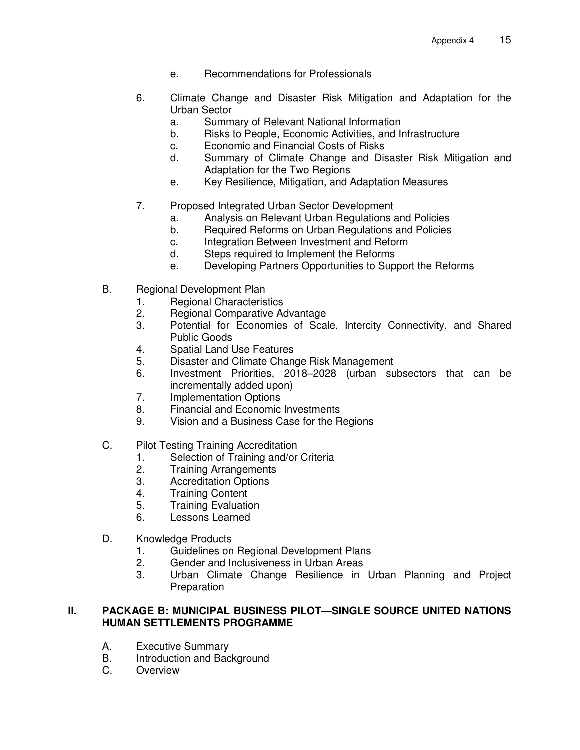e. Recommendations for Professionals

6. Climate Change and Disaster Risk Mitigation and Adaptation for the Urban Sector
   a. Summary of Relevant National Information
   b. Risks to People, Economic Activities, and Infrastructure
   c. Economic and Financial Costs of Risks
   d. Summary of Climate Change and Disaster Risk Mitigation and Adaptation for the Two Regions
   e. Key Resilience, Mitigation, and Adaptation Measures

7. Proposed Integrated Urban Sector Development
   a. Analysis on Relevant Urban Regulations and Policies
   b. Required Reforms on Urban Regulations and Policies
   c. Integration Between Investment and Reform
   d. Steps required to Implement the Reforms
   e. Developing Partners Opportunities to Support the Reforms

B. Regional Development Plan
   1. Regional Characteristics
   2. Regional Comparative Advantage
   3. Potential for Economies of Scale, Intercity Connectivity, and Shared Public Goods
   4. Spatial Land Use Features
   5. Disaster and Climate Change Risk Management
   6. Investment Priorities, 2018–2028 (urban subsectors that can be incrementally added upon)
   7. Implementation Options
   8. Financial and Economic Investments
   9. Vision and a Business Case for the Regions

C. Pilot Testing Training Accreditation
   1. Selection of Training and/or Criteria
   2. Training Arrangements
   3. Accreditation Options
   4. Training Content
   5. Training Evaluation
   6. Lessons Learned

D. Knowledge Products
   1. Guidelines on Regional Development Plans
   2. Gender and Inclusiveness in Urban Areas
   3. Urban Climate Change Resilience in Urban Planning and Project Preparation

## II. PACKAGE B: MUNICIPAL BUSINESS PILOT—SINGLE SOURCE UNITED NATIONS HUMAN SETTLEMENTS PROGRAMME

A. Executive Summary
B. Introduction and Background
C. Overview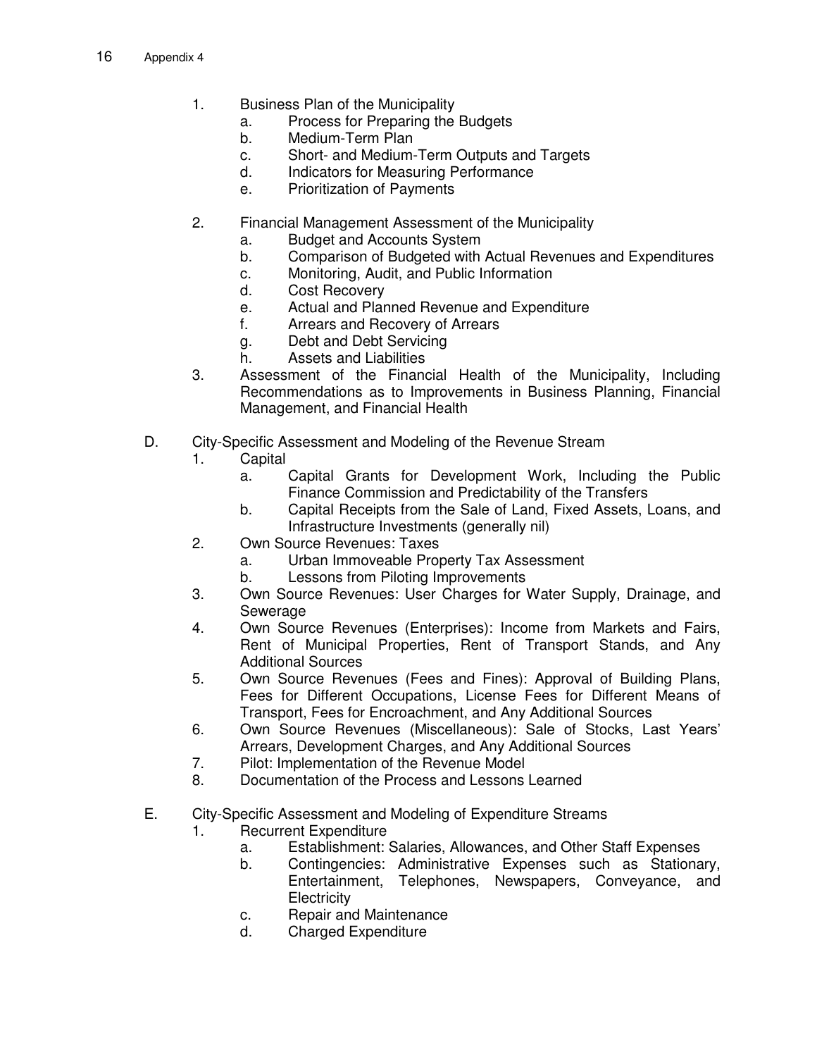1. Business Plan of the Municipality
    a. Process for Preparing the Budgets
    b. Medium-Term Plan
    c. Short- and Medium-Term Outputs and Targets
    d. Indicators for Measuring Performance
    e. Prioritization of Payments

2. Financial Management Assessment of the Municipality
    a. Budget and Accounts System
    b. Comparison of Budgeted with Actual Revenues and Expenditures
    c. Monitoring, Audit, and Public Information
    d. Cost Recovery
    e. Actual and Planned Revenue and Expenditure
    f. Arrears and Recovery of Arrears
    g. Debt and Debt Servicing
    h. Assets and Liabilities
3. Assessment of the Financial Health of the Municipality, Including Recommendations as to Improvements in Business Planning, Financial Management, and Financial Health

D. City-Specific Assessment and Modeling of the Revenue Stream
1. Capital
    a. Capital Grants for Development Work, Including the Public Finance Commission and Predictability of the Transfers
    b. Capital Receipts from the Sale of Land, Fixed Assets, Loans, and Infrastructure Investments (generally nil)
2. Own Source Revenues: Taxes
    a. Urban Immoveable Property Tax Assessment
    b. Lessons from Piloting Improvements
3. Own Source Revenues: User Charges for Water Supply, Drainage, and Sewerage
4. Own Source Revenues (Enterprises): Income from Markets and Fairs, Rent of Municipal Properties, Rent of Transport Stands, and Any Additional Sources
5. Own Source Revenues (Fees and Fines): Approval of Building Plans, Fees for Different Occupations, License Fees for Different Means of Transport, Fees for Encroachment, and Any Additional Sources
6. Own Source Revenues (Miscellaneous): Sale of Stocks, Last Years' Arrears, Development Charges, and Any Additional Sources
7. Pilot: Implementation of the Revenue Model
8. Documentation of the Process and Lessons Learned

E. City-Specific Assessment and Modeling of Expenditure Streams
1. Recurrent Expenditure
    a. Establishment: Salaries, Allowances, and Other Staff Expenses
    b. Contingencies: Administrative Expenses such as Stationary, Entertainment, Telephones, Newspapers, Conveyance, and Electricity
    c. Repair and Maintenance
    d. Charged Expenditure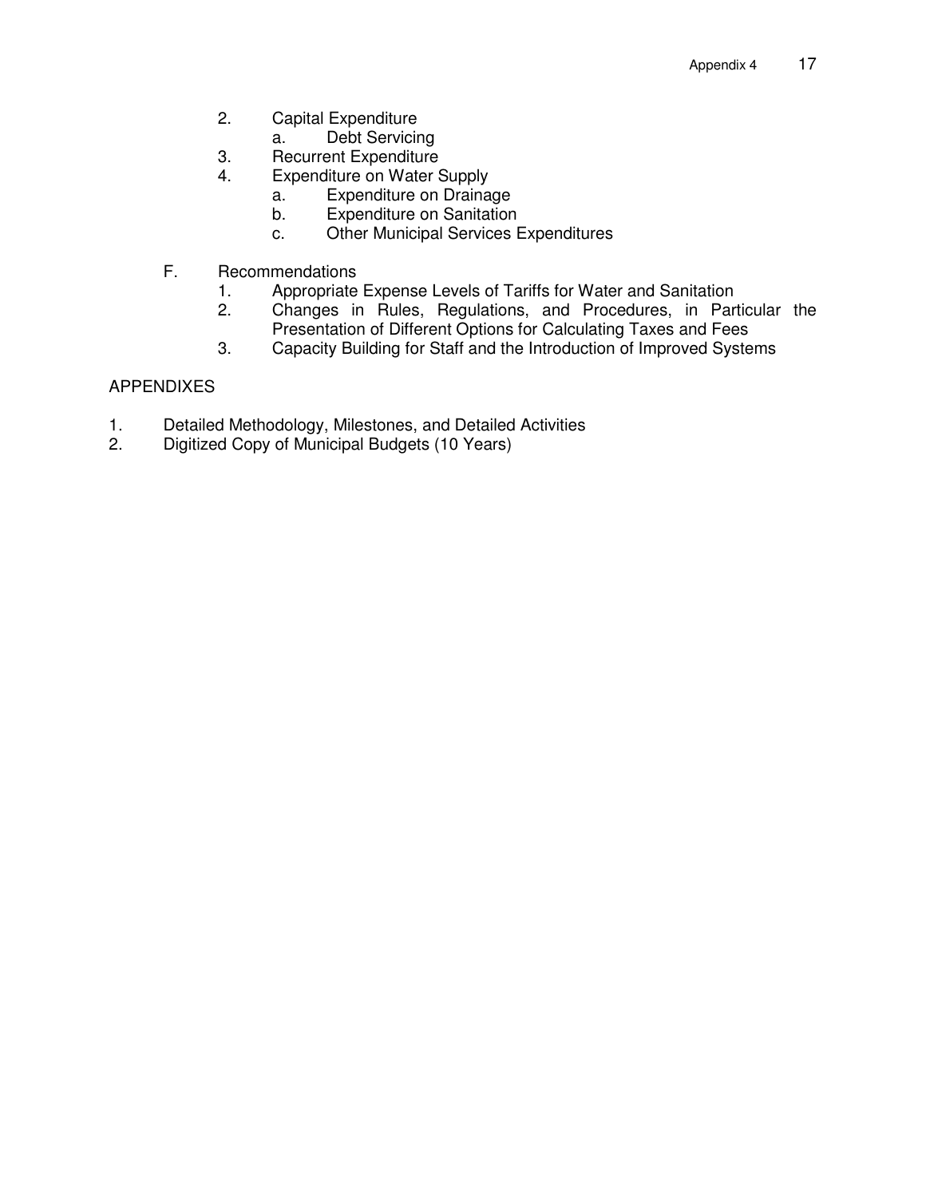2. Capital Expenditure
    a. Debt Servicing
3. Recurrent Expenditure
4. Expenditure on Water Supply
    a. Expenditure on Drainage
    b. Expenditure on Sanitation
    c. Other Municipal Services Expenditures

F. Recommendations
1. Appropriate Expense Levels of Tariffs for Water and Sanitation
2. Changes in Rules, Regulations, and Procedures, in Particular the Presentation of Different Options for Calculating Taxes and Fees
3. Capacity Building for Staff and the Introduction of Improved Systems

APPENDIXES

1. Detailed Methodology, Milestones, and Detailed Activities
2. Digitized Copy of Municipal Budgets (10 Years)